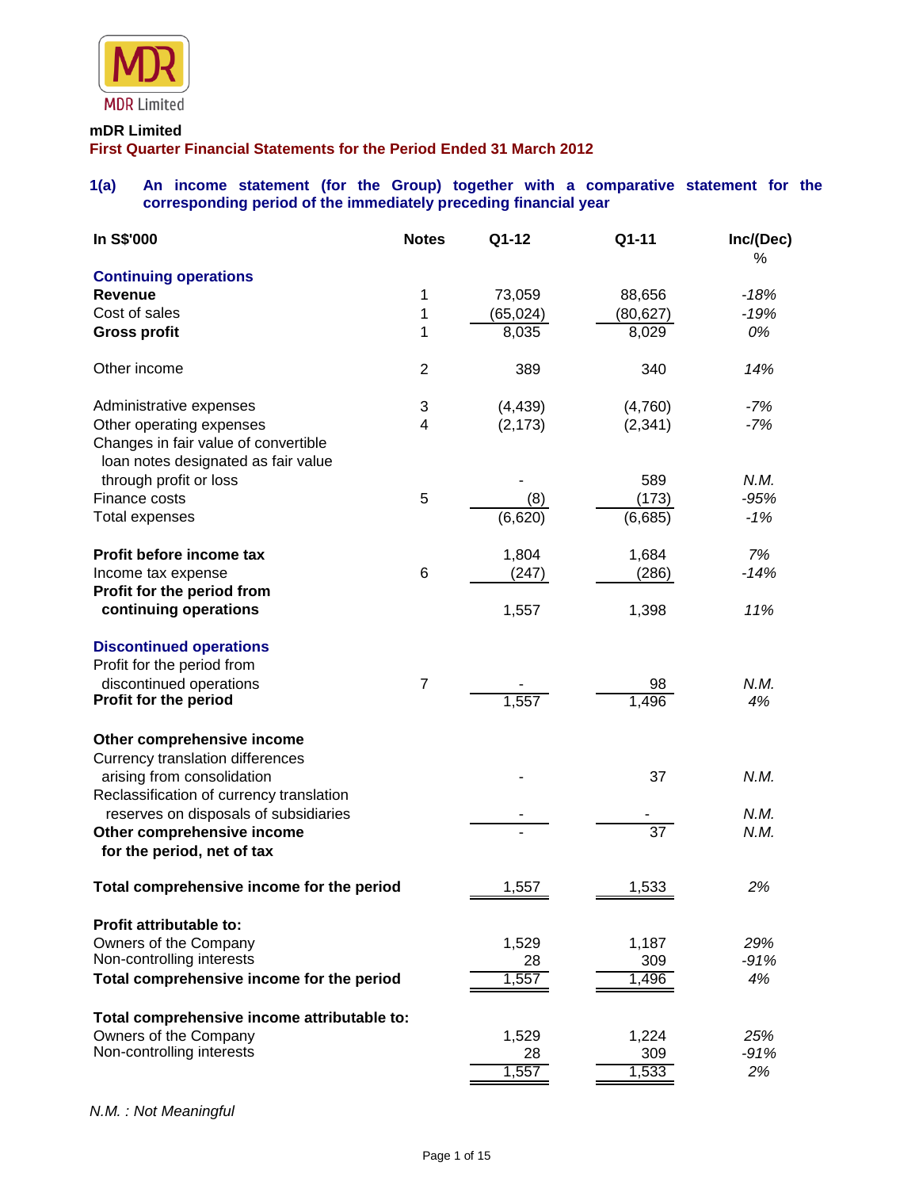MDR Limited

**mDR Limited**

**First Quarter Financial Statements for the Period Ended 31 March 2012**

### 1(a) An income statement (for the Group) together with a comparative statement for the corresponding period of the immediately preceding financial year

| In S$'000 | Notes | Q1-12 | Q1-11 | Inc/(Dec) % |
|---|---|---|---|---|
| **Continuing operations** | | | | |
| **Revenue** | 1 | 73,059 | 88,656 | *-18%* |
| Cost of sales | 1 | (65,024) | (80,627) | *-19%* |
| **Gross profit** | 1 | 8,035 | 8,029 | *0%* |
| Other income | 2 | 389 | 340 | *14%* |
| Administrative expenses | 3 | (4,439) | (4,760) | *-7%* |
| Other operating expenses | 4 | (2,173) | (2,341) | *-7%* |
| Changes in fair value of convertible loan notes designated as fair value through profit or loss | | - | 589 | *N.M.* |
| Finance costs | 5 | (8) | (173) | *-95%* |
| Total expenses | | (6,620) | (6,685) | *-1%* |
| **Profit before income tax** | | 1,804 | 1,684 | *7%* |
| Income tax expense | 6 | (247) | (286) | *-14%* |
| **Profit for the period from continuing operations** | | 1,557 | 1,398 | *11%* |
| **Discontinued operations** | | | | |
| Profit for the period from discontinued operations | 7 | - | 98 | *N.M.* |
| **Profit for the period** | | 1,557 | 1,496 | *4%* |
| **Other comprehensive income** | | | | |
| Currency translation differences arising from consolidation | | - | 37 | *N.M.* |
| Reclassification of currency translation reserves on disposals of subsidiaries | | - | - | *N.M.* |
| **Other comprehensive income for the period, net of tax** | | - | 37 | *N.M.* |
| **Total comprehensive income for the period** | | 1,557 | 1,533 | *2%* |
| **Profit attributable to:** | | | | |
| Owners of the Company | | 1,529 | 1,187 | *29%* |
| Non-controlling interests | | 28 | 309 | *-91%* |
| **Total comprehensive income for the period** | | 1,557 | 1,496 | *4%* |
| **Total comprehensive income attributable to:** | | | | |
| Owners of the Company | | 1,529 | 1,224 | *25%* |
| Non-controlling interests | | 28 | 309 | *-91%* |
| | | 1,557 | 1,533 | *2%* |

*N.M. : Not Meaningful*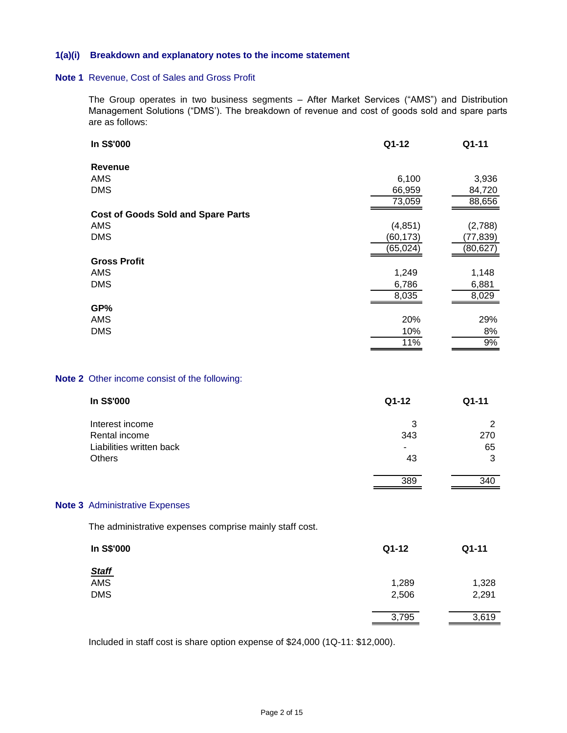### 1(a)(i) Breakdown and explanatory notes to the income statement

**Note 1** Revenue, Cost of Sales and Gross Profit

The Group operates in two business segments – After Market Services ("AMS") and Distribution Management Solutions ("DMS'). The breakdown of revenue and cost of goods sold and spare parts are as follows:

| In S$'000 | Q1-12 | Q1-11 |
|---|---|---|
| **Revenue** | | |
| AMS | 6,100 | 3,936 |
| DMS | 66,959 | 84,720 |
| | 73,059 | 88,656 |
| **Cost of Goods Sold and Spare Parts** | | |
| AMS | (4,851) | (2,788) |
| DMS | (60,173) | (77,839) |
| | (65,024) | (80,627) |
| **Gross Profit** | | |
| AMS | 1,249 | 1,148 |
| DMS | 6,786 | 6,881 |
| | 8,035 | 8,029 |
| **GP%** | | |
| AMS | 20% | 29% |
| DMS | 10% | 8% |
| | 11% | 9% |

**Note 2** Other income consist of the following:

| In S$'000 | Q1-12 | Q1-11 |
|---|---|---|
| Interest income | 3 | 2 |
| Rental income | 343 | 270 |
| Liabilities written back | - | 65 |
| Others | 43 | 3 |
| | 389 | 340 |

**Note 3** Administrative Expenses

The administrative expenses comprise mainly staff cost.

| In S$'000 | Q1-12 | Q1-11 |
|---|---|---|
| ***Staff*** | | |
| AMS | 1,289 | 1,328 |
| DMS | 2,506 | 2,291 |
| | 3,795 | 3,619 |

Included in staff cost is share option expense of $24,000 (1Q-11: $12,000).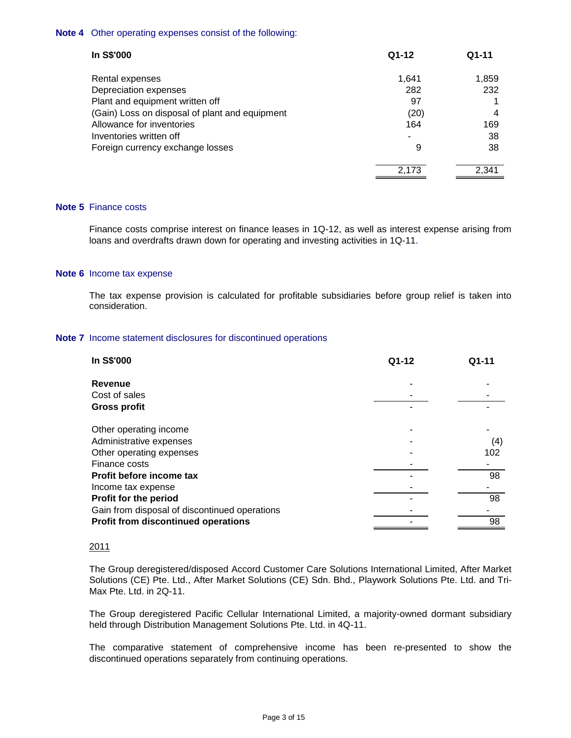**Note 4** Other operating expenses consist of the following:

| In S$'000 | Q1-12 | Q1-11 |
|---|---|---|
| Rental expenses | 1,641 | 1,859 |
| Depreciation expenses | 282 | 232 |
| Plant and equipment written off | 97 | 1 |
| (Gain) Loss on disposal of plant and equipment | (20) | 4 |
| Allowance for inventories | 164 | 169 |
| Inventories written off | - | 38 |
| Foreign currency exchange losses | 9 | 38 |
| | 2,173 | 2,341 |

**Note 5** Finance costs

Finance costs comprise interest on finance leases in 1Q-12, as well as interest expense arising from loans and overdrafts drawn down for operating and investing activities in 1Q-11.

**Note 6** Income tax expense

The tax expense provision is calculated for profitable subsidiaries before group relief is taken into consideration.

**Note 7** Income statement disclosures for discontinued operations

| In S$'000 | Q1-12 | Q1-11 |
|---|---|---|
| **Revenue** | - | - |
| Cost of sales | - | - |
| **Gross profit** | - | - |
| Other operating income | - | - |
| Administrative expenses | - | (4) |
| Other operating expenses | - | 102 |
| Finance costs | - | - |
| **Profit before income tax** | - | 98 |
| Income tax expense | - | - |
| **Profit for the period** | - | 98 |
| Gain from disposal of discontinued operations | - | - |
| **Profit from discontinued operations** | - | 98 |

<u>2011</u>

The Group deregistered/disposed Accord Customer Care Solutions International Limited, After Market Solutions (CE) Pte. Ltd., After Market Solutions (CE) Sdn. Bhd., Playwork Solutions Pte. Ltd. and Tri-Max Pte. Ltd. in 2Q-11.

The Group deregistered Pacific Cellular International Limited, a majority-owned dormant subsidiary held through Distribution Management Solutions Pte. Ltd. in 4Q-11.

The comparative statement of comprehensive income has been re-presented to show the discontinued operations separately from continuing operations.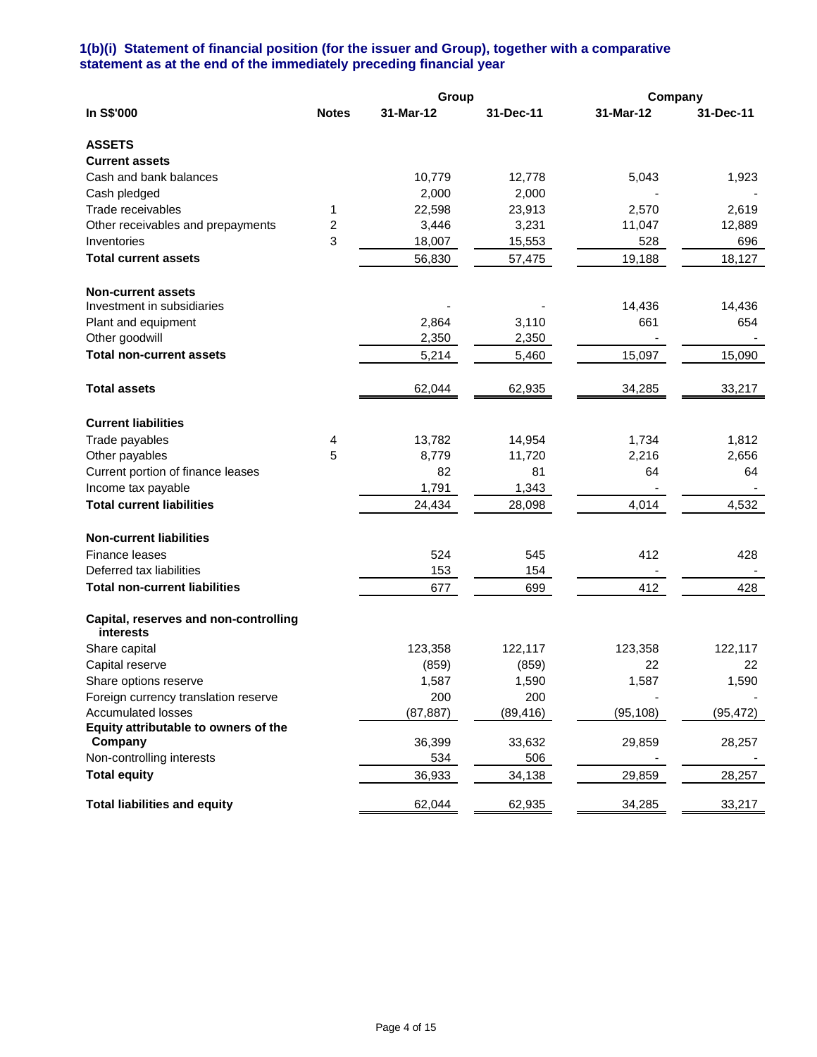### 1(b)(i) Statement of financial position (for the issuer and Group), together with a comparative statement as at the end of the immediately preceding financial year

| In S$'000 | Notes | Group | | Company | |
|---|---|---|---|---|---|
| | | 31-Mar-12 | 31-Dec-11 | 31-Mar-12 | 31-Dec-11 |
| **ASSETS** | | | | | |
| **Current assets** | | | | | |
| Cash and bank balances | | 10,779 | 12,778 | 5,043 | 1,923 |
| Cash pledged | | 2,000 | 2,000 | - | - |
| Trade receivables | 1 | 22,598 | 23,913 | 2,570 | 2,619 |
| Other receivables and prepayments | 2 | 3,446 | 3,231 | 11,047 | 12,889 |
| Inventories | 3 | 18,007 | 15,553 | 528 | 696 |
| **Total current assets** | | 56,830 | 57,475 | 19,188 | 18,127 |
| **Non-current assets** | | | | | |
| Investment in subsidiaries | | - | - | 14,436 | 14,436 |
| Plant and equipment | | 2,864 | 3,110 | 661 | 654 |
| Other goodwill | | 2,350 | 2,350 | - | - |
| **Total non-current assets** | | 5,214 | 5,460 | 15,097 | 15,090 |
| **Total assets** | | 62,044 | 62,935 | 34,285 | 33,217 |
| **Current liabilities** | | | | | |
| Trade payables | 4 | 13,782 | 14,954 | 1,734 | 1,812 |
| Other payables | 5 | 8,779 | 11,720 | 2,216 | 2,656 |
| Current portion of finance leases | | 82 | 81 | 64 | 64 |
| Income tax payable | | 1,791 | 1,343 | - | - |
| **Total current liabilities** | | 24,434 | 28,098 | 4,014 | 4,532 |
| **Non-current liabilities** | | | | | |
| Finance leases | | 524 | 545 | 412 | 428 |
| Deferred tax liabilities | | 153 | 154 | - | - |
| **Total non-current liabilities** | | 677 | 699 | 412 | 428 |
| **Capital, reserves and non-controlling interests** | | | | | |
| Share capital | | 123,358 | 122,117 | 123,358 | 122,117 |
| Capital reserve | | (859) | (859) | 22 | 22 |
| Share options reserve | | 1,587 | 1,590 | 1,587 | 1,590 |
| Foreign currency translation reserve | | 200 | 200 | - | - |
| Accumulated losses | | (87,887) | (89,416) | (95,108) | (95,472) |
| **Equity attributable to owners of the Company** | | 36,399 | 33,632 | 29,859 | 28,257 |
| Non-controlling interests | | 534 | 506 | - | - |
| **Total equity** | | 36,933 | 34,138 | 29,859 | 28,257 |
| **Total liabilities and equity** | | 62,044 | 62,935 | 34,285 | 33,217 |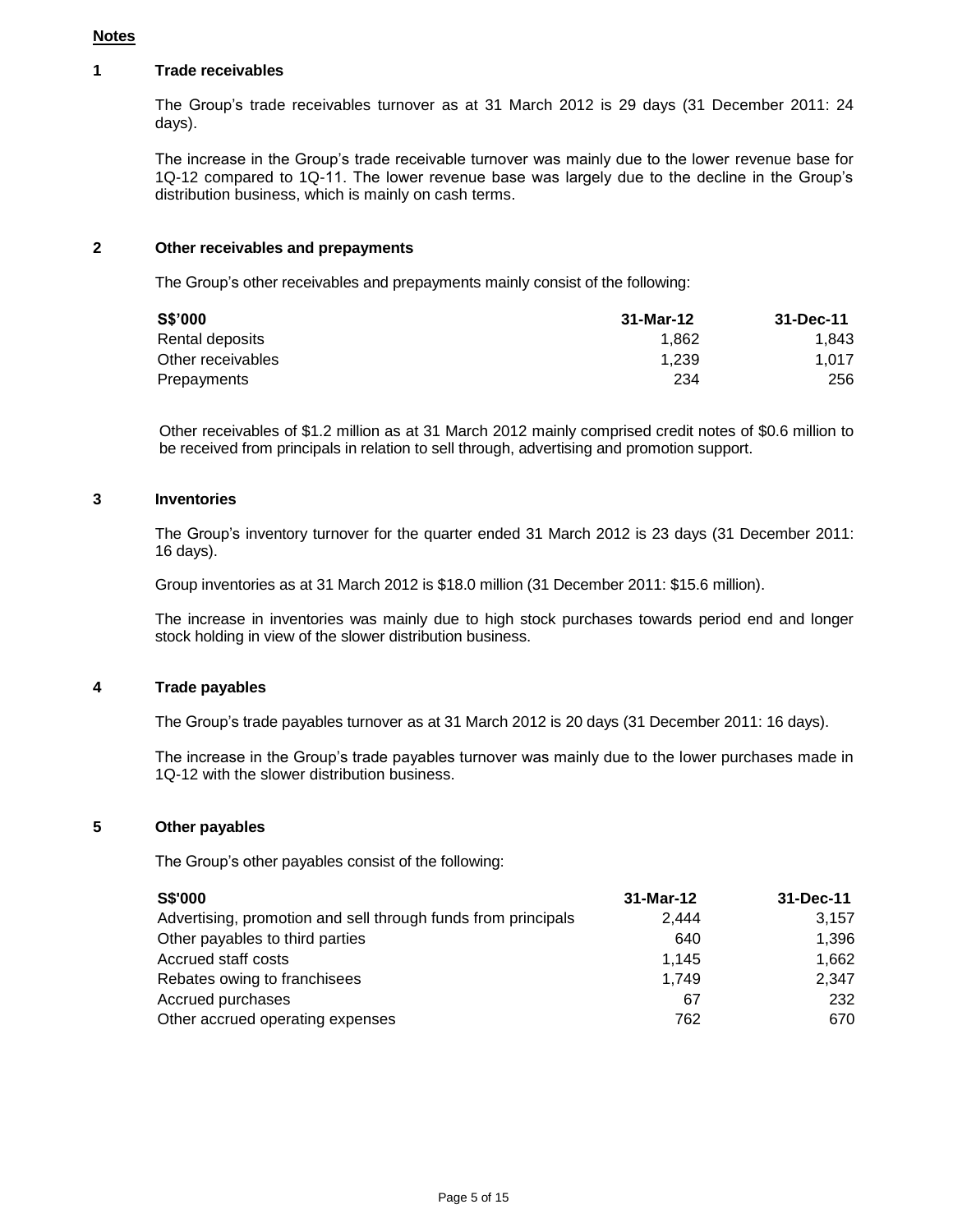## Notes

### 1 Trade receivables

The Group's trade receivables turnover as at 31 March 2012 is 29 days (31 December 2011: 24 days).

The increase in the Group's trade receivable turnover was mainly due to the lower revenue base for 1Q-12 compared to 1Q-11. The lower revenue base was largely due to the decline in the Group's distribution business, which is mainly on cash terms.

### 2 Other receivables and prepayments

The Group's other receivables and prepayments mainly consist of the following:

| S$'000 | 31-Mar-12 | 31-Dec-11 |
|---|---|---|
| Rental deposits | 1,862 | 1,843 |
| Other receivables | 1,239 | 1,017 |
| Prepayments | 234 | 256 |

Other receivables of $1.2 million as at 31 March 2012 mainly comprised credit notes of $0.6 million to be received from principals in relation to sell through, advertising and promotion support.

### 3 Inventories

The Group's inventory turnover for the quarter ended 31 March 2012 is 23 days (31 December 2011: 16 days).

Group inventories as at 31 March 2012 is $18.0 million (31 December 2011: $15.6 million).

The increase in inventories was mainly due to high stock purchases towards period end and longer stock holding in view of the slower distribution business.

### 4 Trade payables

The Group's trade payables turnover as at 31 March 2012 is 20 days (31 December 2011: 16 days).

The increase in the Group's trade payables turnover was mainly due to the lower purchases made in 1Q-12 with the slower distribution business.

### 5 Other payables

The Group's other payables consist of the following:

| S$'000 | 31-Mar-12 | 31-Dec-11 |
|---|---|---|
| Advertising, promotion and sell through funds from principals | 2,444 | 3,157 |
| Other payables to third parties | 640 | 1,396 |
| Accrued staff costs | 1,145 | 1,662 |
| Rebates owing to franchisees | 1,749 | 2,347 |
| Accrued purchases | 67 | 232 |
| Other accrued operating expenses | 762 | 670 |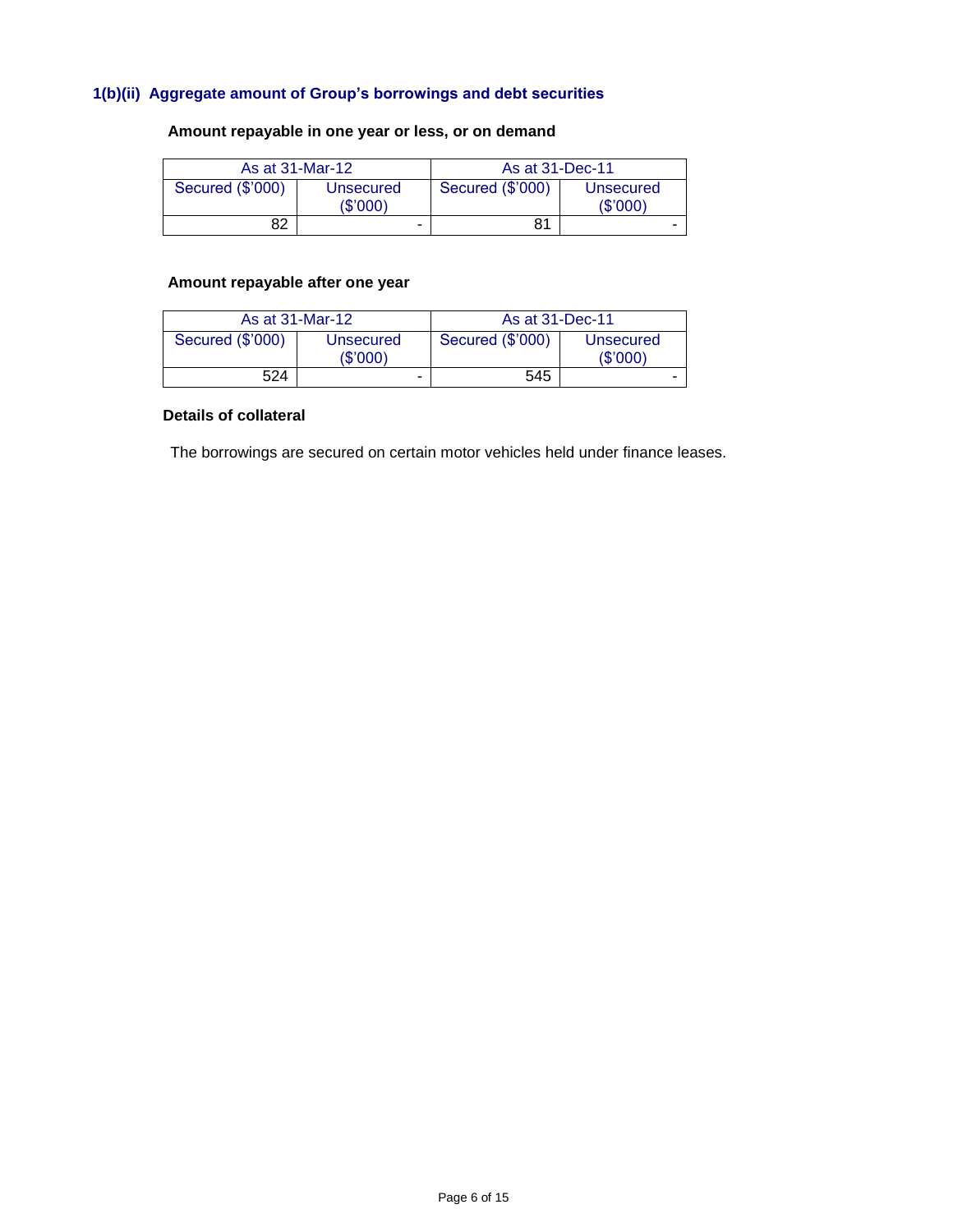### 1(b)(ii) Aggregate amount of Group's borrowings and debt securities

**Amount repayable in one year or less, or on demand**

| As at 31-Mar-12 | | As at 31-Dec-11 | |
|---|---|---|---|
| Secured ($'000) | Unsecured ($'000) | Secured ($'000) | Unsecured ($'000) |
| 82 | - | 81 | - |

**Amount repayable after one year**

| As at 31-Mar-12 | | As at 31-Dec-11 | |
|---|---|---|---|
| Secured ($'000) | Unsecured ($'000) | Secured ($'000) | Unsecured ($'000) |
| 524 | - | 545 | - |

**Details of collateral**

The borrowings are secured on certain motor vehicles held under finance leases.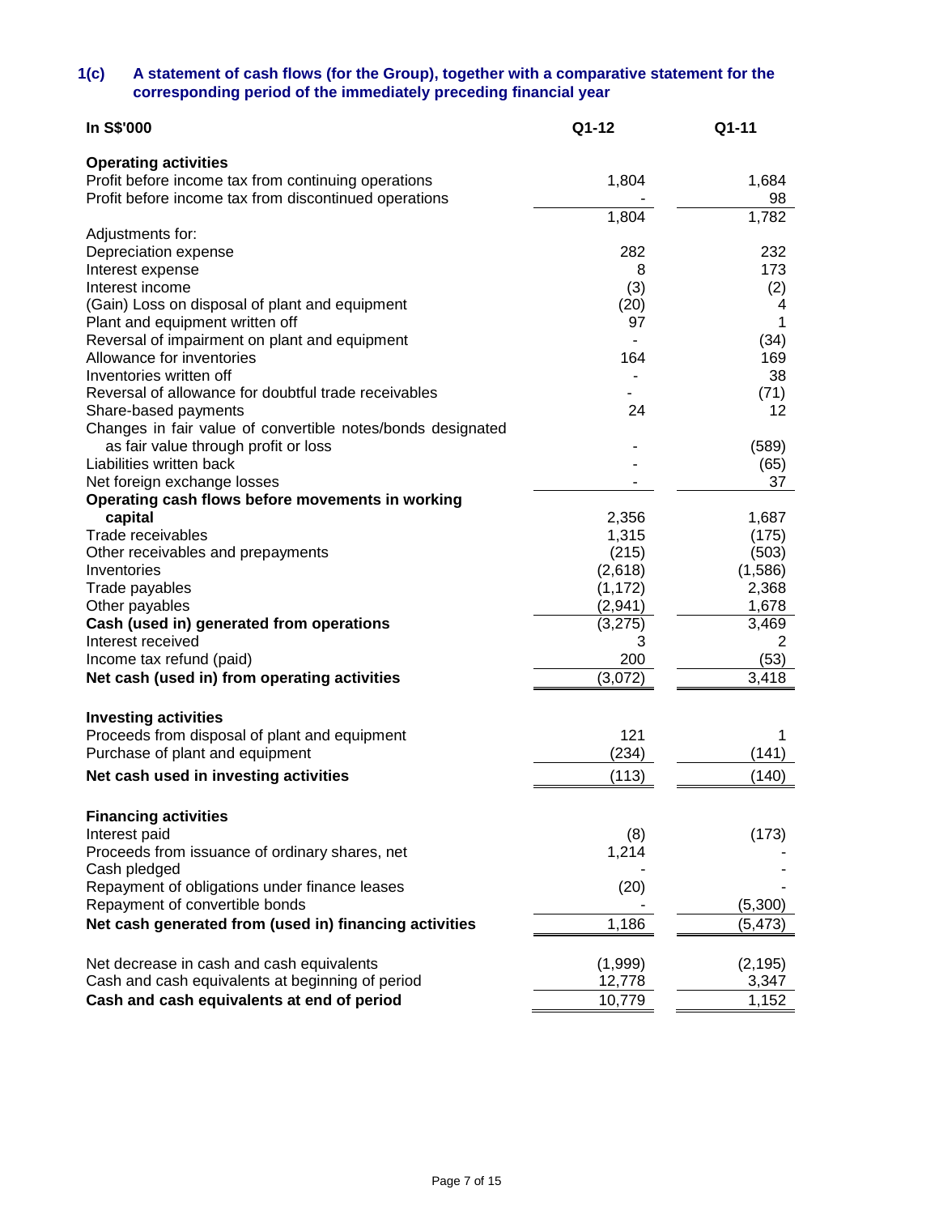### 1(c) A statement of cash flows (for the Group), together with a comparative statement for the corresponding period of the immediately preceding financial year

| In S$'000 | Q1-12 | Q1-11 |
|---|---|---|
| **Operating activities** | | |
| Profit before income tax from continuing operations | 1,804 | 1,684 |
| Profit before income tax from discontinued operations | - | 98 |
| | 1,804 | 1,782 |
| Adjustments for: | | |
| Depreciation expense | 282 | 232 |
| Interest expense | 8 | 173 |
| Interest income | (3) | (2) |
| (Gain) Loss on disposal of plant and equipment | (20) | 4 |
| Plant and equipment written off | 97 | 1 |
| Reversal of impairment on plant and equipment | - | (34) |
| Allowance for inventories | 164 | 169 |
| Inventories written off | - | 38 |
| Reversal of allowance for doubtful trade receivables | - | (71) |
| Share-based payments | 24 | 12 |
| Changes in fair value of convertible notes/bonds designated as fair value through profit or loss | - | (589) |
| Liabilities written back | - | (65) |
| Net foreign exchange losses | - | 37 |
| **Operating cash flows before movements in working capital** | 2,356 | 1,687 |
| Trade receivables | 1,315 | (175) |
| Other receivables and prepayments | (215) | (503) |
| Inventories | (2,618) | (1,586) |
| Trade payables | (1,172) | 2,368 |
| Other payables | (2,941) | 1,678 |
| **Cash (used in) generated from operations** | (3,275) | 3,469 |
| Interest received | 3 | 2 |
| Income tax refund (paid) | 200 | (53) |
| **Net cash (used in) from operating activities** | (3,072) | 3,418 |
| | | |
| **Investing activities** | | |
| Proceeds from disposal of plant and equipment | 121 | 1 |
| Purchase of plant and equipment | (234) | (141) |
| **Net cash used in investing activities** | (113) | (140) |
| | | |
| **Financing activities** | | |
| Interest paid | (8) | (173) |
| Proceeds from issuance of ordinary shares, net | 1,214 | - |
| Cash pledged | - | - |
| Repayment of obligations under finance leases | (20) | - |
| Repayment of convertible bonds | - | (5,300) |
| **Net cash generated from (used in) financing activities** | 1,186 | (5,473) |
| | | |
| Net decrease in cash and cash equivalents | (1,999) | (2,195) |
| Cash and cash equivalents at beginning of period | 12,778 | 3,347 |
| **Cash and cash equivalents at end of period** | 10,779 | 1,152 |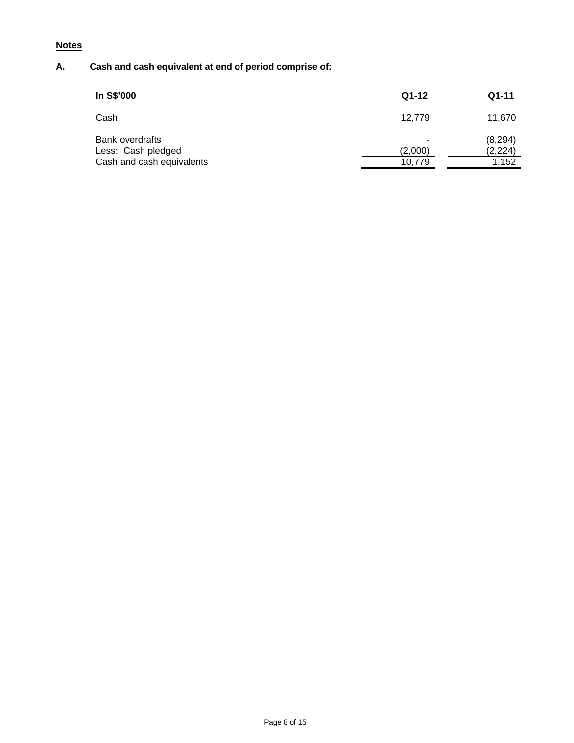**Notes**

**A. Cash and cash equivalent at end of period comprise of:**

| In S$'000 | Q1-12 | Q1-11 |
|---|---|---|
| Cash | 12,779 | 11,670 |
| Bank overdrafts | - | (8,294) |
| Less: Cash pledged | (2,000) | (2,224) |
| Cash and cash equivalents | 10,779 | 1,152 |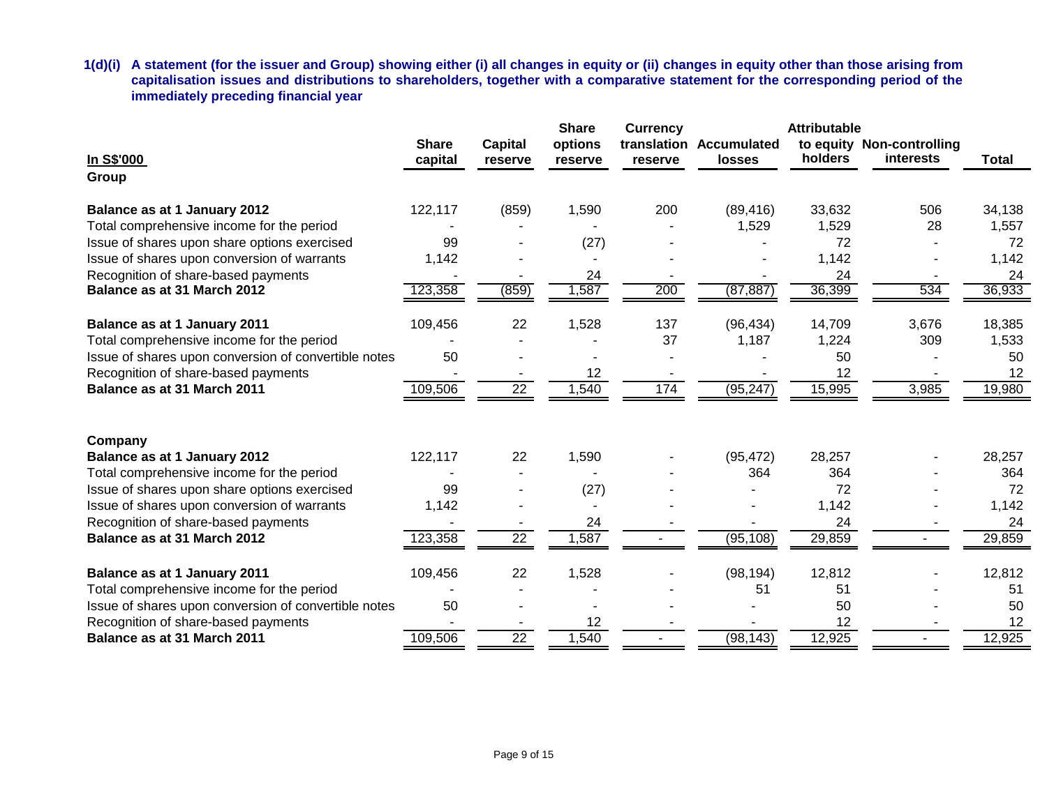**1(d)(i) A statement (for the issuer and Group) showing either (i) all changes in equity or (ii) changes in equity other than those arising from capitalisation issues and distributions to shareholders, together with a comparative statement for the corresponding period of the immediately preceding financial year**

| In S$'000 | Share capital | Capital reserve | Share options reserve | Currency translation reserve | Accumulated losses | Attributable to equity holders | Non-controlling interests | Total |
|---|---|---|---|---|---|---|---|---|
| **Group** | | | | | | | | |
| **Balance as at 1 January 2012** | 122,117 | (859) | 1,590 | 200 | (89,416) | 33,632 | 506 | 34,138 |
| Total comprehensive income for the period | - | - | - | - | 1,529 | 1,529 | 28 | 1,557 |
| Issue of shares upon share options exercised | 99 | - | (27) | - | - | 72 | - | 72 |
| Issue of shares upon conversion of warrants | 1,142 | - | - | - | - | 1,142 | - | 1,142 |
| Recognition of share-based payments | - | - | 24 | - | - | 24 | - | 24 |
| **Balance as at 31 March 2012** | 123,358 | (859) | 1,587 | 200 | (87,887) | 36,399 | 534 | 36,933 |
| | | | | | | | | |
| **Balance as at 1 January 2011** | 109,456 | 22 | 1,528 | 137 | (96,434) | 14,709 | 3,676 | 18,385 |
| Total comprehensive income for the period | - | - | - | 37 | 1,187 | 1,224 | 309 | 1,533 |
| Issue of shares upon conversion of convertible notes | 50 | - | - | - | - | 50 | - | 50 |
| Recognition of share-based payments | - | - | 12 | - | - | 12 | - | 12 |
| **Balance as at 31 March 2011** | 109,506 | 22 | 1,540 | 174 | (95,247) | 15,995 | 3,985 | 19,980 |
| | | | | | | | | |
| **Company** | | | | | | | | |
| **Balance as at 1 January 2012** | 122,117 | 22 | 1,590 | - | (95,472) | 28,257 | - | 28,257 |
| Total comprehensive income for the period | - | - | - | - | 364 | 364 | - | 364 |
| Issue of shares upon share options exercised | 99 | - | (27) | - | - | 72 | - | 72 |
| Issue of shares upon conversion of warrants | 1,142 | - | - | - | - | 1,142 | - | 1,142 |
| Recognition of share-based payments | - | - | 24 | - | - | 24 | - | 24 |
| **Balance as at 31 March 2012** | 123,358 | 22 | 1,587 | - | (95,108) | 29,859 | - | 29,859 |
| | | | | | | | | |
| **Balance as at 1 January 2011** | 109,456 | 22 | 1,528 | - | (98,194) | 12,812 | - | 12,812 |
| Total comprehensive income for the period | - | - | - | - | 51 | 51 | - | 51 |
| Issue of shares upon conversion of convertible notes | 50 | - | - | - | - | 50 | - | 50 |
| Recognition of share-based payments | - | - | 12 | - | - | 12 | - | 12 |
| **Balance as at 31 March 2011** | 109,506 | 22 | 1,540 | - | (98,143) | 12,925 | - | 12,925 |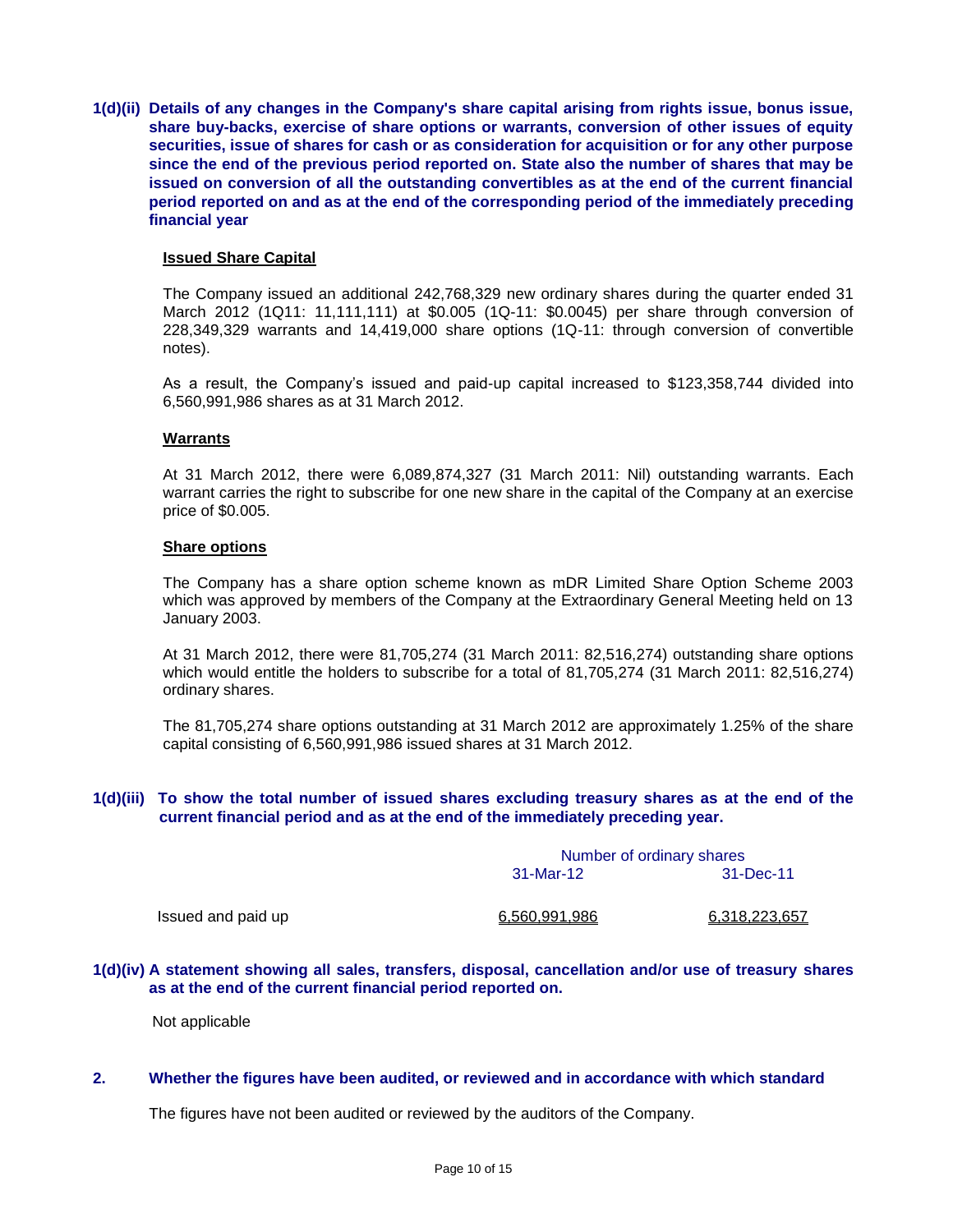**1(d)(ii) Details of any changes in the Company's share capital arising from rights issue, bonus issue, share buy-backs, exercise of share options or warrants, conversion of other issues of equity securities, issue of shares for cash or as consideration for acquisition or for any other purpose since the end of the previous period reported on. State also the number of shares that may be issued on conversion of all the outstanding convertibles as at the end of the current financial period reported on and as at the end of the corresponding period of the immediately preceding financial year**

**Issued Share Capital**

The Company issued an additional 242,768,329 new ordinary shares during the quarter ended 31 March 2012 (1Q11: 11,111,111) at $0.005 (1Q-11: $0.0045) per share through conversion of 228,349,329 warrants and 14,419,000 share options (1Q-11: through conversion of convertible notes).

As a result, the Company's issued and paid-up capital increased to $123,358,744 divided into 6,560,991,986 shares as at 31 March 2012.

**Warrants**

At 31 March 2012, there were 6,089,874,327 (31 March 2011: Nil) outstanding warrants. Each warrant carries the right to subscribe for one new share in the capital of the Company at an exercise price of $0.005.

**Share options**

The Company has a share option scheme known as mDR Limited Share Option Scheme 2003 which was approved by members of the Company at the Extraordinary General Meeting held on 13 January 2003.

At 31 March 2012, there were 81,705,274 (31 March 2011: 82,516,274) outstanding share options which would entitle the holders to subscribe for a total of 81,705,274 (31 March 2011: 82,516,274) ordinary shares.

The 81,705,274 share options outstanding at 31 March 2012 are approximately 1.25% of the share capital consisting of 6,560,991,986 issued shares at 31 March 2012.

**1(d)(iii) To show the total number of issued shares excluding treasury shares as at the end of the current financial period and as at the end of the immediately preceding year.**

| | Number of ordinary shares | |
|---|---|---|
| | 31-Mar-12 | 31-Dec-11 |
| Issued and paid up | 6,560,991,986 | 6,318,223,657 |

**1(d)(iv) A statement showing all sales, transfers, disposal, cancellation and/or use of treasury shares as at the end of the current financial period reported on.**

Not applicable

**2. Whether the figures have been audited, or reviewed and in accordance with which standard**

The figures have not been audited or reviewed by the auditors of the Company.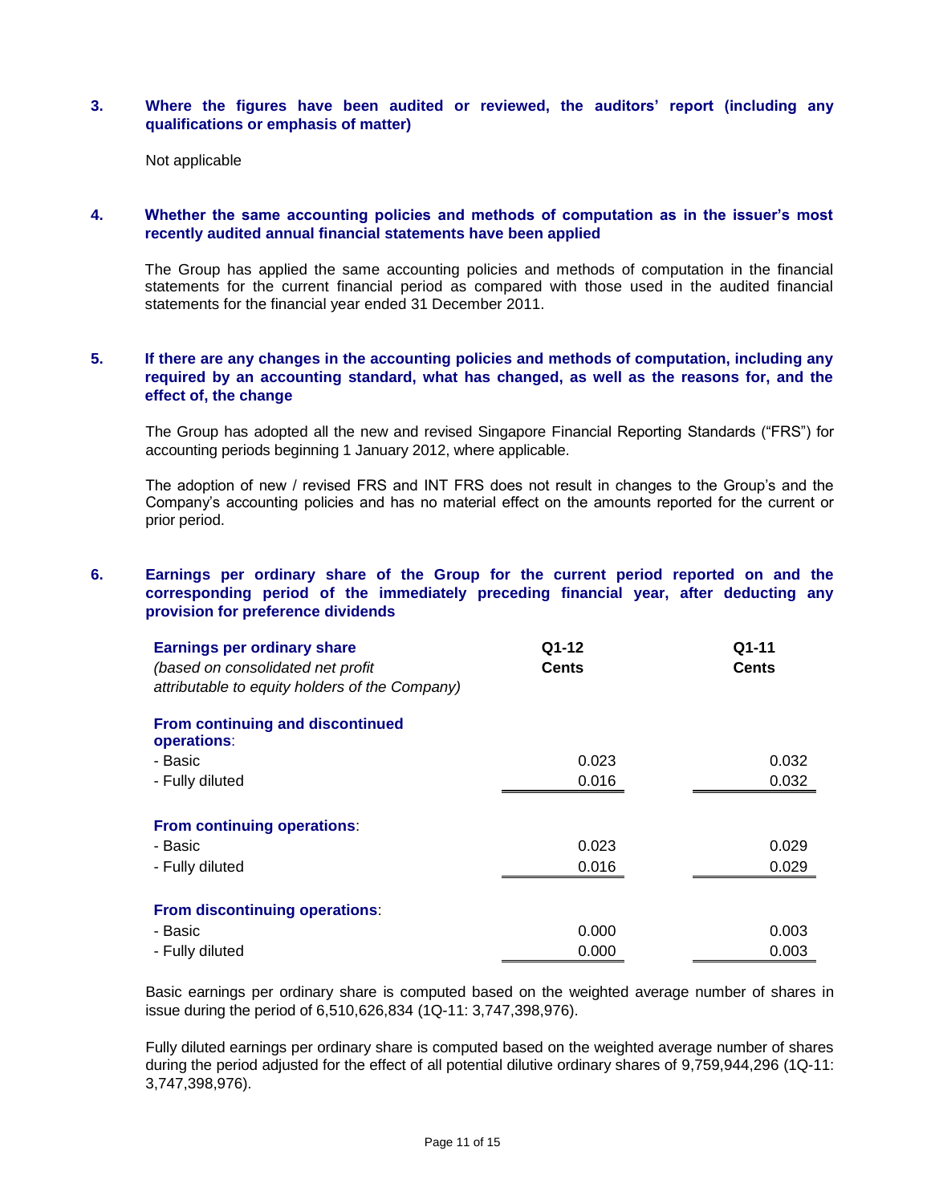### 3. Where the figures have been audited or reviewed, the auditors' report (including any qualifications or emphasis of matter)

Not applicable

### 4. Whether the same accounting policies and methods of computation as in the issuer's most recently audited annual financial statements have been applied

The Group has applied the same accounting policies and methods of computation in the financial statements for the current financial period as compared with those used in the audited financial statements for the financial year ended 31 December 2011.

### 5. If there are any changes in the accounting policies and methods of computation, including any required by an accounting standard, what has changed, as well as the reasons for, and the effect of, the change

The Group has adopted all the new and revised Singapore Financial Reporting Standards ("FRS") for accounting periods beginning 1 January 2012, where applicable.

The adoption of new / revised FRS and INT FRS does not result in changes to the Group's and the Company's accounting policies and has no material effect on the amounts reported for the current or prior period.

### 6. Earnings per ordinary share of the Group for the current period reported on and the corresponding period of the immediately preceding financial year, after deducting any provision for preference dividends

| **Earnings per ordinary share** *(based on consolidated net profit attributable to equity holders of the Company)* | **Q1-12 Cents** | **Q1-11 Cents** |
|---|---|---|
| **From continuing and discontinued operations**: | | |
| - Basic | 0.023 | 0.032 |
| - Fully diluted | 0.016 | 0.032 |
| **From continuing operations**: | | |
| - Basic | 0.023 | 0.029 |
| - Fully diluted | 0.016 | 0.029 |
| **From discontinuing operations**: | | |
| - Basic | 0.000 | 0.003 |
| - Fully diluted | 0.000 | 0.003 |

Basic earnings per ordinary share is computed based on the weighted average number of shares in issue during the period of 6,510,626,834 (1Q-11: 3,747,398,976).

Fully diluted earnings per ordinary share is computed based on the weighted average number of shares during the period adjusted for the effect of all potential dilutive ordinary shares of 9,759,944,296 (1Q-11: 3,747,398,976).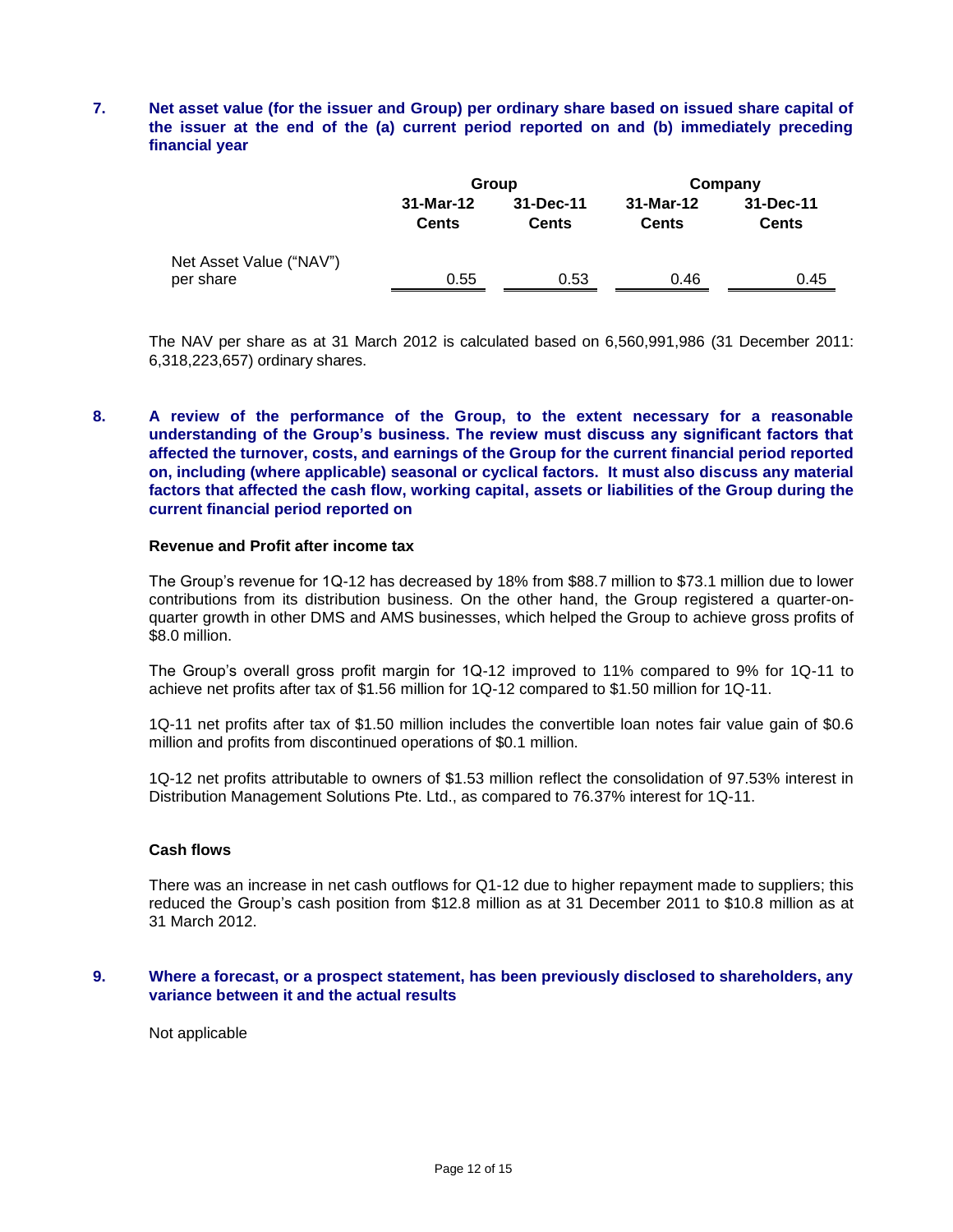**7. Net asset value (for the issuer and Group) per ordinary share based on issued share capital of the issuer at the end of the (a) current period reported on and (b) immediately preceding financial year**

| | Group | | Company | |
|---|---|---|---|---|
| | 31-Mar-12 Cents | 31-Dec-11 Cents | 31-Mar-12 Cents | 31-Dec-11 Cents |
| Net Asset Value ("NAV") per share | 0.55 | 0.53 | 0.46 | 0.45 |

The NAV per share as at 31 March 2012 is calculated based on 6,560,991,986 (31 December 2011: 6,318,223,657) ordinary shares.

**8. A review of the performance of the Group, to the extent necessary for a reasonable understanding of the Group's business. The review must discuss any significant factors that affected the turnover, costs, and earnings of the Group for the current financial period reported on, including (where applicable) seasonal or cyclical factors. It must also discuss any material factors that affected the cash flow, working capital, assets or liabilities of the Group during the current financial period reported on**

**Revenue and Profit after income tax**

The Group's revenue for 1Q-12 has decreased by 18% from $88.7 million to $73.1 million due to lower contributions from its distribution business. On the other hand, the Group registered a quarter-on-quarter growth in other DMS and AMS businesses, which helped the Group to achieve gross profits of $8.0 million.

The Group's overall gross profit margin for 1Q-12 improved to 11% compared to 9% for 1Q-11 to achieve net profits after tax of $1.56 million for 1Q-12 compared to $1.50 million for 1Q-11.

1Q-11 net profits after tax of $1.50 million includes the convertible loan notes fair value gain of $0.6 million and profits from discontinued operations of $0.1 million.

1Q-12 net profits attributable to owners of $1.53 million reflect the consolidation of 97.53% interest in Distribution Management Solutions Pte. Ltd., as compared to 76.37% interest for 1Q-11.

**Cash flows**

There was an increase in net cash outflows for Q1-12 due to higher repayment made to suppliers; this reduced the Group's cash position from $12.8 million as at 31 December 2011 to $10.8 million as at 31 March 2012.

**9. Where a forecast, or a prospect statement, has been previously disclosed to shareholders, any variance between it and the actual results**

Not applicable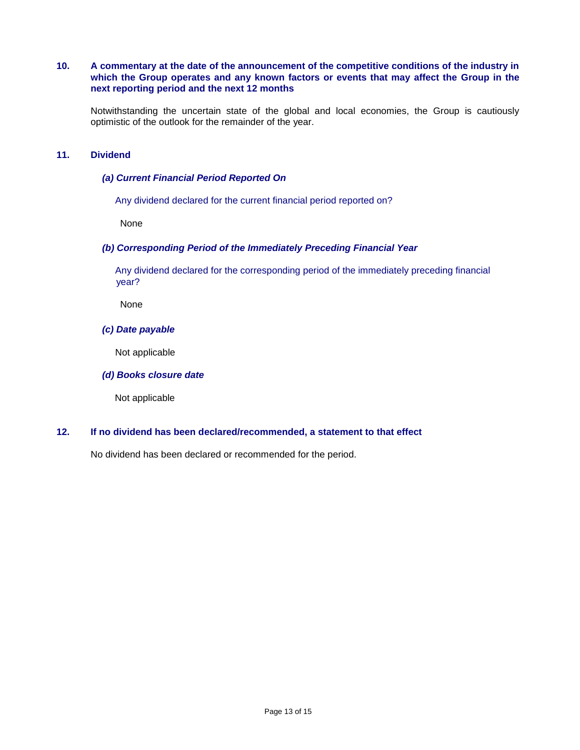## 10. A commentary at the date of the announcement of the competitive conditions of the industry in which the Group operates and any known factors or events that may affect the Group in the next reporting period and the next 12 months

Notwithstanding the uncertain state of the global and local economies, the Group is cautiously optimistic of the outlook for the remainder of the year.

## 11. Dividend

### *(a) Current Financial Period Reported On*

Any dividend declared for the current financial period reported on?

None

### *(b) Corresponding Period of the Immediately Preceding Financial Year*

Any dividend declared for the corresponding period of the immediately preceding financial year?

None

### *(c) Date payable*

Not applicable

### *(d) Books closure date*

Not applicable

## 12. If no dividend has been declared/recommended, a statement to that effect

No dividend has been declared or recommended for the period.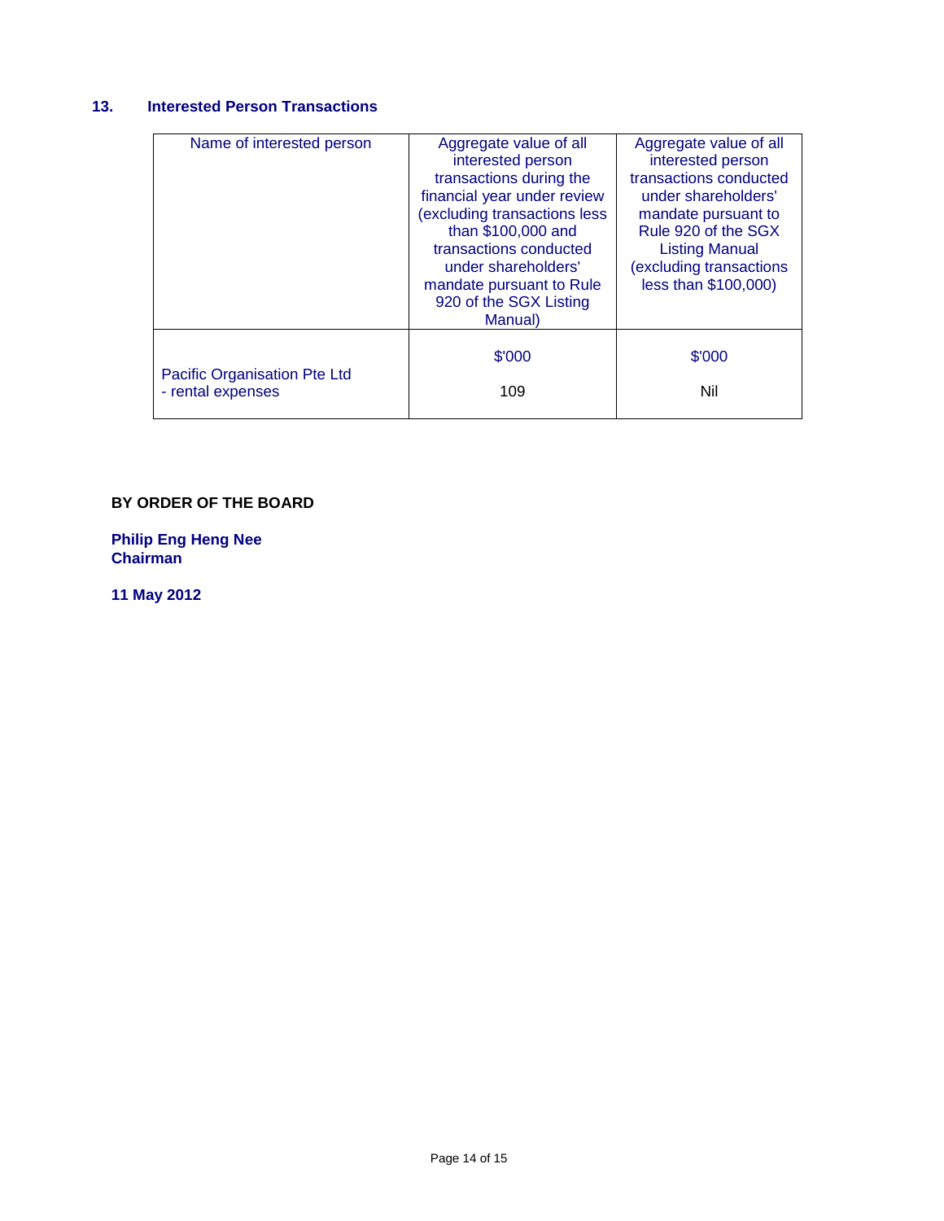## 13. Interested Person Transactions

| Name of interested person | Aggregate value of all interested person transactions during the financial year under review (excluding transactions less than $100,000 and transactions conducted under shareholders' mandate pursuant to Rule 920 of the SGX Listing Manual) | Aggregate value of all interested person transactions conducted under shareholders' mandate pursuant to Rule 920 of the SGX Listing Manual (excluding transactions less than $100,000) |
|---|---|---|
| | $'000 | $'000 |
| Pacific Organisation Pte Ltd<br>- rental expenses | 109 | Nil |

**BY ORDER OF THE BOARD**

**Philip Eng Heng Nee**
**Chairman**

**11 May 2012**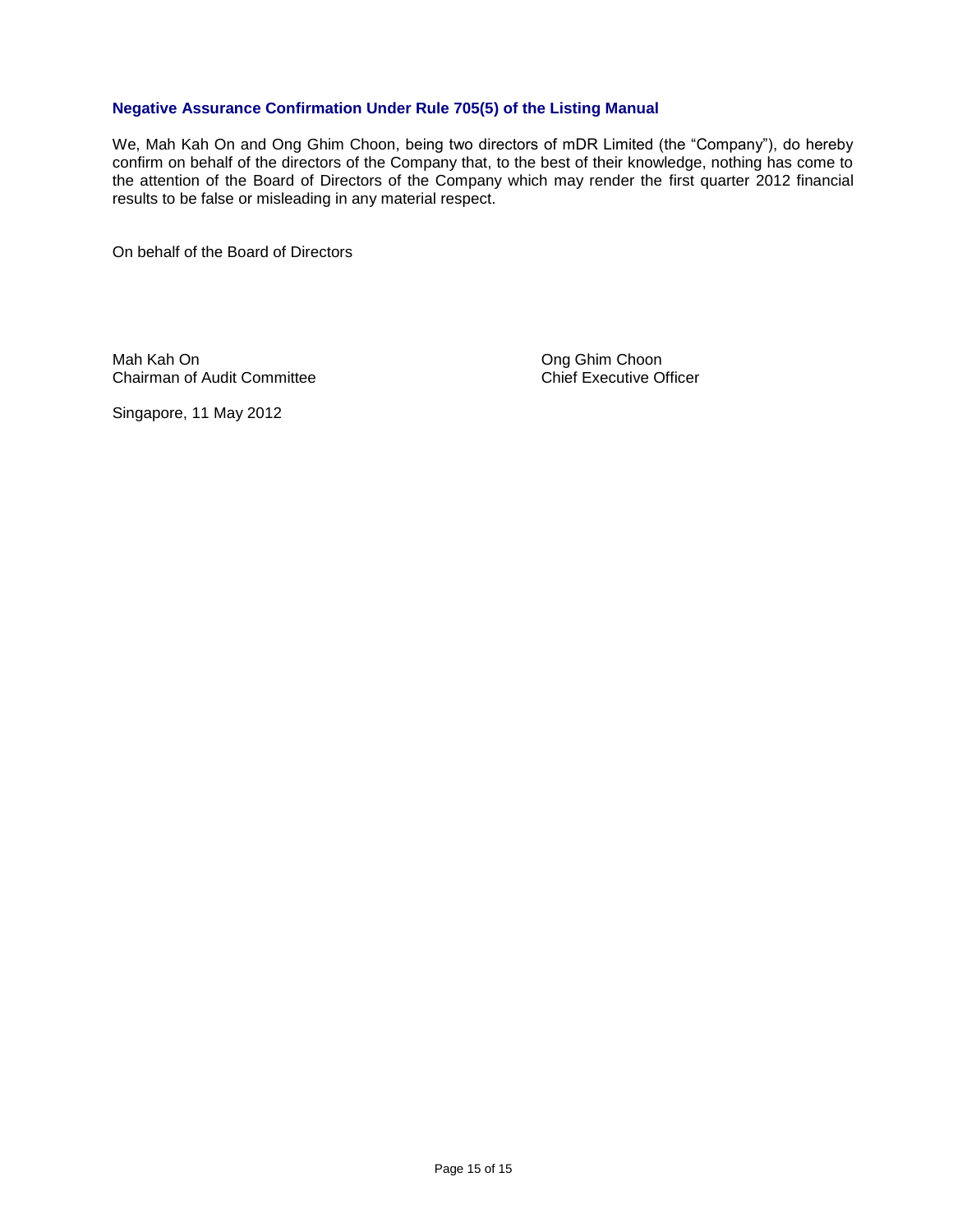### Negative Assurance Confirmation Under Rule 705(5) of the Listing Manual

We, Mah Kah On and Ong Ghim Choon, being two directors of mDR Limited (the "Company"), do hereby confirm on behalf of the directors of the Company that, to the best of their knowledge, nothing has come to the attention of the Board of Directors of the Company which may render the first quarter 2012 financial results to be false or misleading in any material respect.

On behalf of the Board of Directors

Mah Kah On
Chairman of Audit Committee

Ong Ghim Choon
Chief Executive Officer

Singapore, 11 May 2012